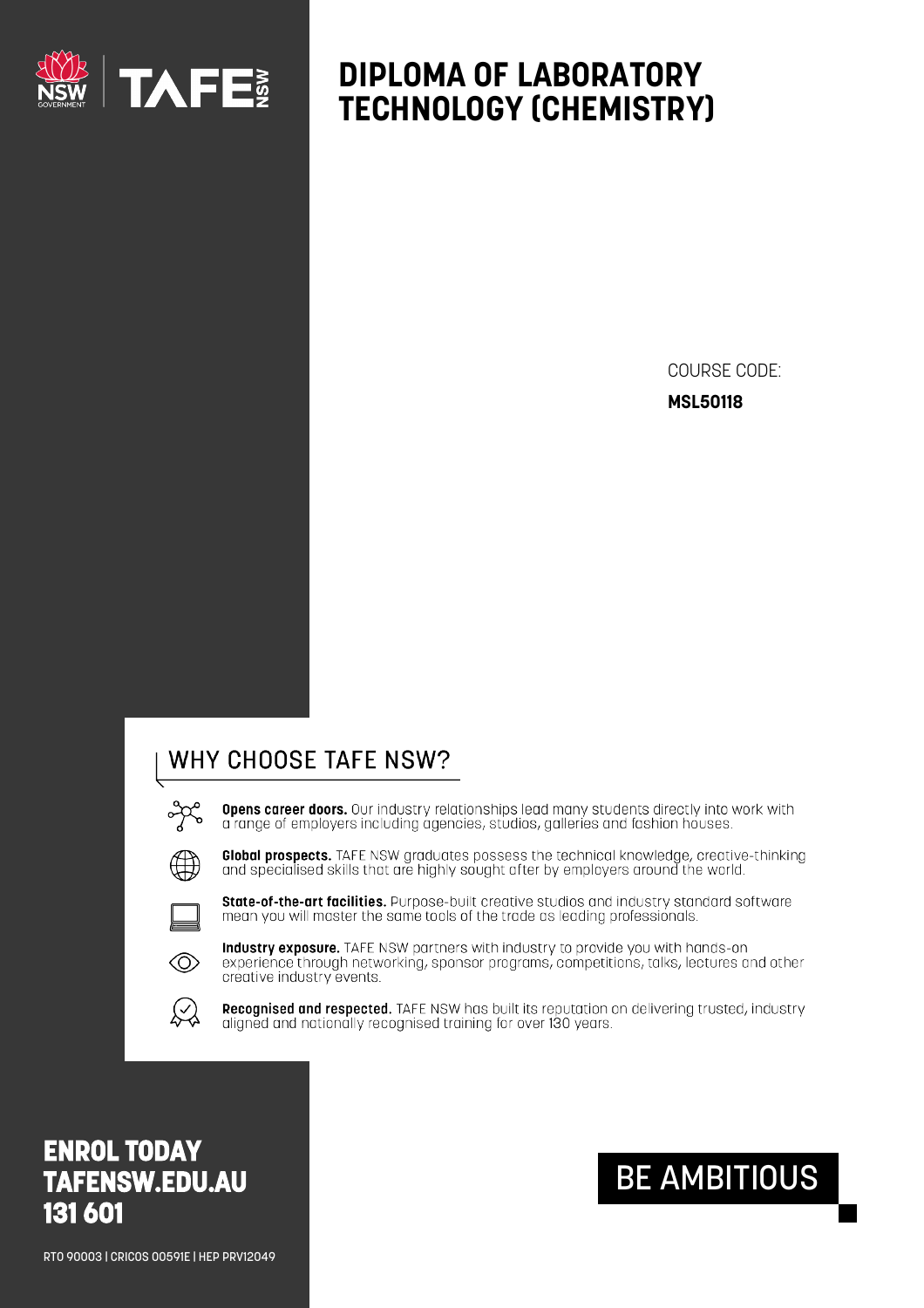# DIPLOMA OF LABORATORY TECHNOLOGY (CHEMISTRY)

COURSE CODE:

**MSL50118**

## WHY CHOOSE TAFE NSW?

**Opens career doors.** Our industry relationships lead many students directly into work with a range of employers including agencies, studios, galleries and fashion houses.

**Global prospects.** TAFE NSW graduates possess the technical knowledge, creative-thinking and specialised skills that are highly sought after by employers around the world.

**State-of-the-art facilities.** Purpose-built creative studios and industry standard software mean you will master the same tools of the trade as leading professionals.

**Industry exposure.** TAFE NSW partners with industry to provide you with hands-on experience through networking, sponsor programs, competitions, talks, lectures and other creative industry events.

**Recognised and respected.** TAFE NSW has built its reputation on delivering trusted, industry aligned and nationally recognised training for over 130 years.

**ENROL TODAY**
**TAFENSW.EDU.AU**
**131 601**

BE AMBITIOUS

RTO 90003 | CRICOS 00591E | HEP PRV12049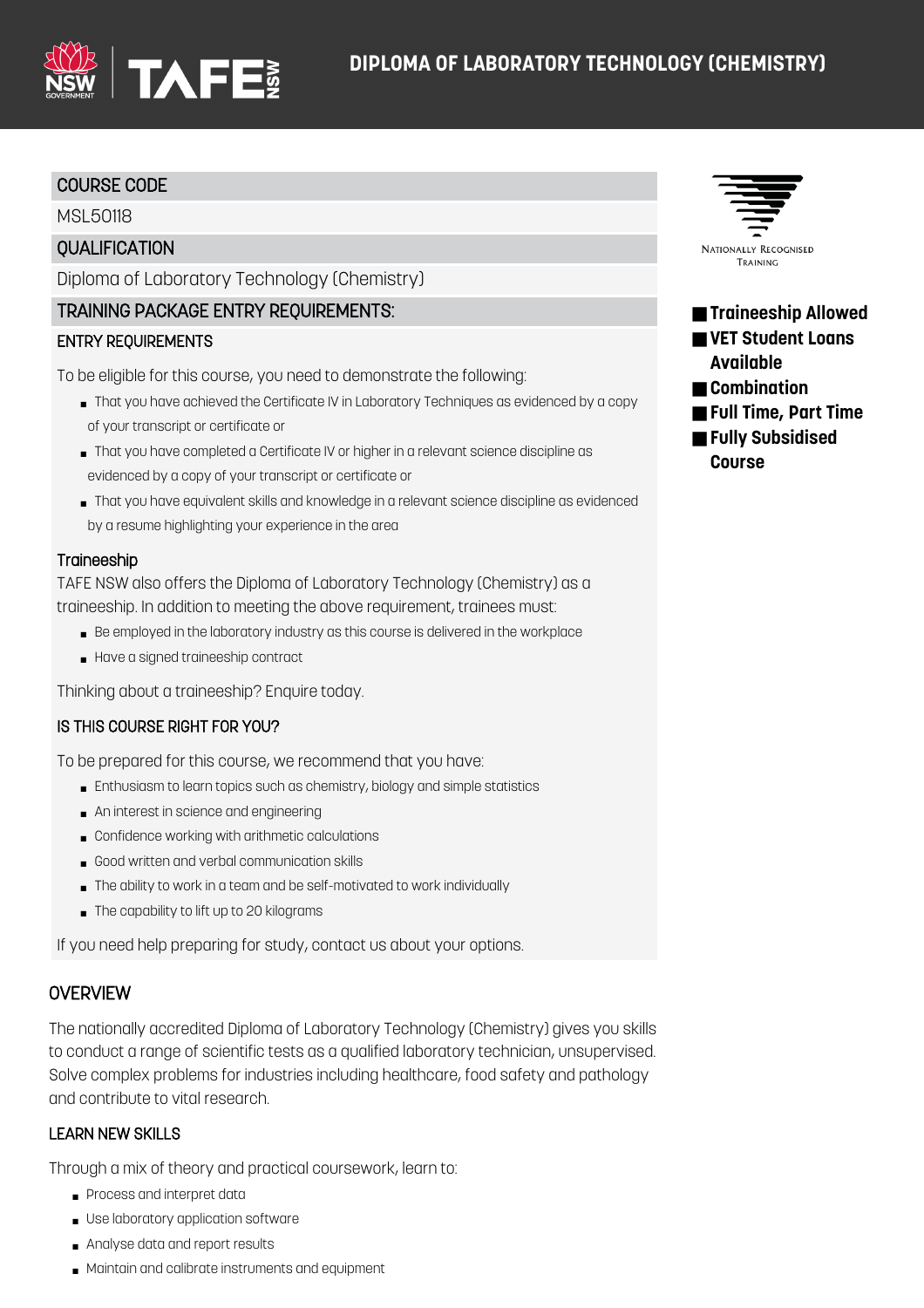# DIPLOMA OF LABORATORY TECHNOLOGY (CHEMISTRY)

## COURSE CODE

MSL50118

## QUALIFICATION

Diploma of Laboratory Technology (Chemistry)

## TRAINING PACKAGE ENTRY REQUIREMENTS:

### ENTRY REQUIREMENTS

To be eligible for this course, you need to demonstrate the following:

- That you have achieved the Certificate IV in Laboratory Techniques as evidenced by a copy of your transcript or certificate or
- That you have completed a Certificate IV or higher in a relevant science discipline as evidenced by a copy of your transcript or certificate or
- That you have equivalent skills and knowledge in a relevant science discipline as evidenced by a resume highlighting your experience in the area

### Traineeship

TAFE NSW also offers the Diploma of Laboratory Technology (Chemistry) as a traineeship. In addition to meeting the above requirement, trainees must:

- Be employed in the laboratory industry as this course is delivered in the workplace
- Have a signed traineeship contract

Thinking about a traineeship? Enquire today.

### IS THIS COURSE RIGHT FOR YOU?

To be prepared for this course, we recommend that you have:

- Enthusiasm to learn topics such as chemistry, biology and simple statistics
- An interest in science and engineering
- Confidence working with arithmetic calculations
- Good written and verbal communication skills
- The ability to work in a team and be self-motivated to work individually
- The capability to lift up to 20 kilograms

If you need help preparing for study, contact us about your options.

NATIONALLY RECOGNISED TRAINING

- **Traineeship Allowed**
- **VET Student Loans Available**
- **Combination**
- **Full Time, Part Time**
- **Fully Subsidised Course**

## OVERVIEW

The nationally accredited Diploma of Laboratory Technology (Chemistry) gives you skills to conduct a range of scientific tests as a qualified laboratory technician, unsupervised. Solve complex problems for industries including healthcare, food safety and pathology and contribute to vital research.

### LEARN NEW SKILLS

Through a mix of theory and practical coursework, learn to:

- Process and interpret data
- Use laboratory application software
- Analyse data and report results
- Maintain and calibrate instruments and equipment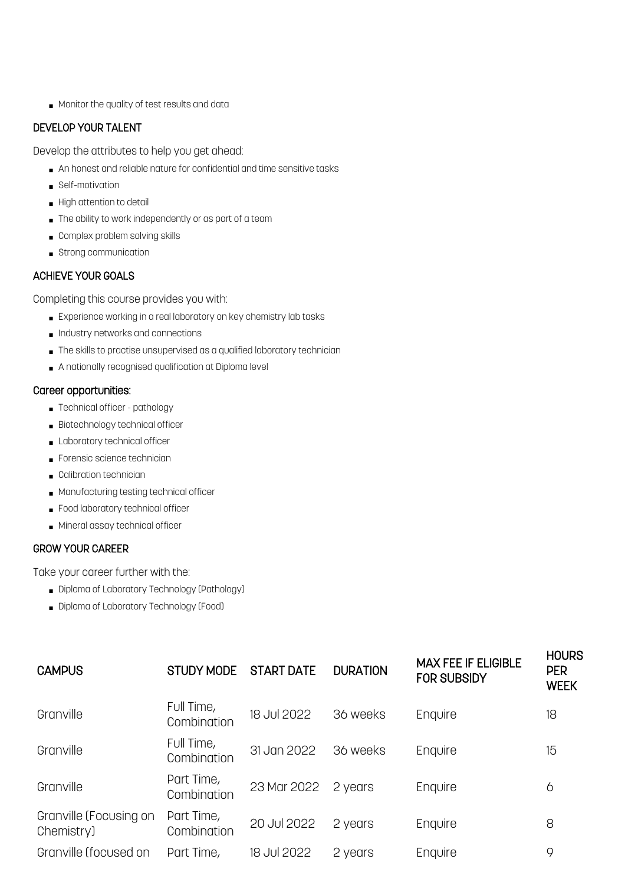- Monitor the quality of test results and data

### DEVELOP YOUR TALENT

Develop the attributes to help you get ahead:

- An honest and reliable nature for confidential and time sensitive tasks
- Self-motivation
- High attention to detail
- The ability to work independently or as part of a team
- Complex problem solving skills
- Strong communication

### ACHIEVE YOUR GOALS

Completing this course provides you with:

- Experience working in a real laboratory on key chemistry lab tasks
- Industry networks and connections
- The skills to practise unsupervised as a qualified laboratory technician
- A nationally recognised qualification at Diploma level

### Career opportunities:

- Technical officer - pathology
- Biotechnology technical officer
- Laboratory technical officer
- Forensic science technician
- Calibration technician
- Manufacturing testing technical officer
- Food laboratory technical officer
- Mineral assay technical officer

### GROW YOUR CAREER

Take your career further with the:

- Diploma of Laboratory Technology (Pathology)
- Diploma of Laboratory Technology (Food)

| CAMPUS | STUDY MODE | START DATE | DURATION | MAX FEE IF ELIGIBLE FOR SUBSIDY | HOURS PER WEEK |
|---|---|---|---|---|---|
| Granville | Full Time, Combination | 18 Jul 2022 | 36 weeks | Enquire | 18 |
| Granville | Full Time, Combination | 31 Jan 2022 | 36 weeks | Enquire | 15 |
| Granville | Part Time, Combination | 23 Mar 2022 | 2 years | Enquire | 6 |
| Granville (Focusing on Chemistry) | Part Time, Combination | 20 Jul 2022 | 2 years | Enquire | 8 |
| Granville (focused on | Part Time, | 18 Jul 2022 | 2 years | Enquire | 9 |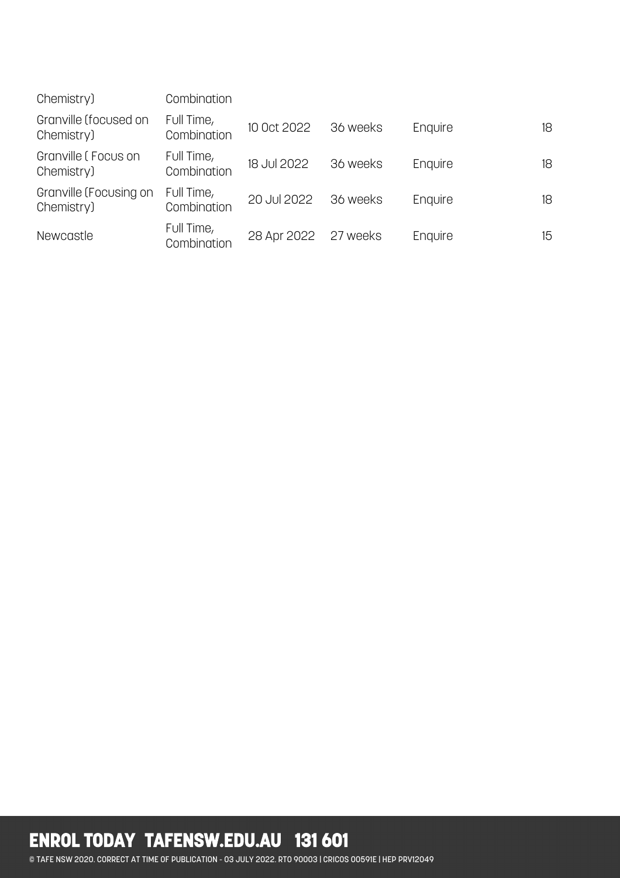| | | | | | |
|---|---|---|---|---|---|
| Chemistry) | Combination | | | | |
| Granville (focused on Chemistry) | Full Time, Combination | 10 Oct 2022 | 36 weeks | Enquire | 18 |
| Granville ( Focus on Chemistry) | Full Time, Combination | 18 Jul 2022 | 36 weeks | Enquire | 18 |
| Granville (Focusing on Chemistry) | Full Time, Combination | 20 Jul 2022 | 36 weeks | Enquire | 18 |
| Newcastle | Full Time, Combination | 28 Apr 2022 | 27 weeks | Enquire | 15 |

**ENROL TODAY TAFENSW.EDU.AU 131 601**

© TAFE NSW 2020. CORRECT AT TIME OF PUBLICATION - 03 JULY 2022. RTO 90003 | CRICOS 00591E | HEP PRV12049